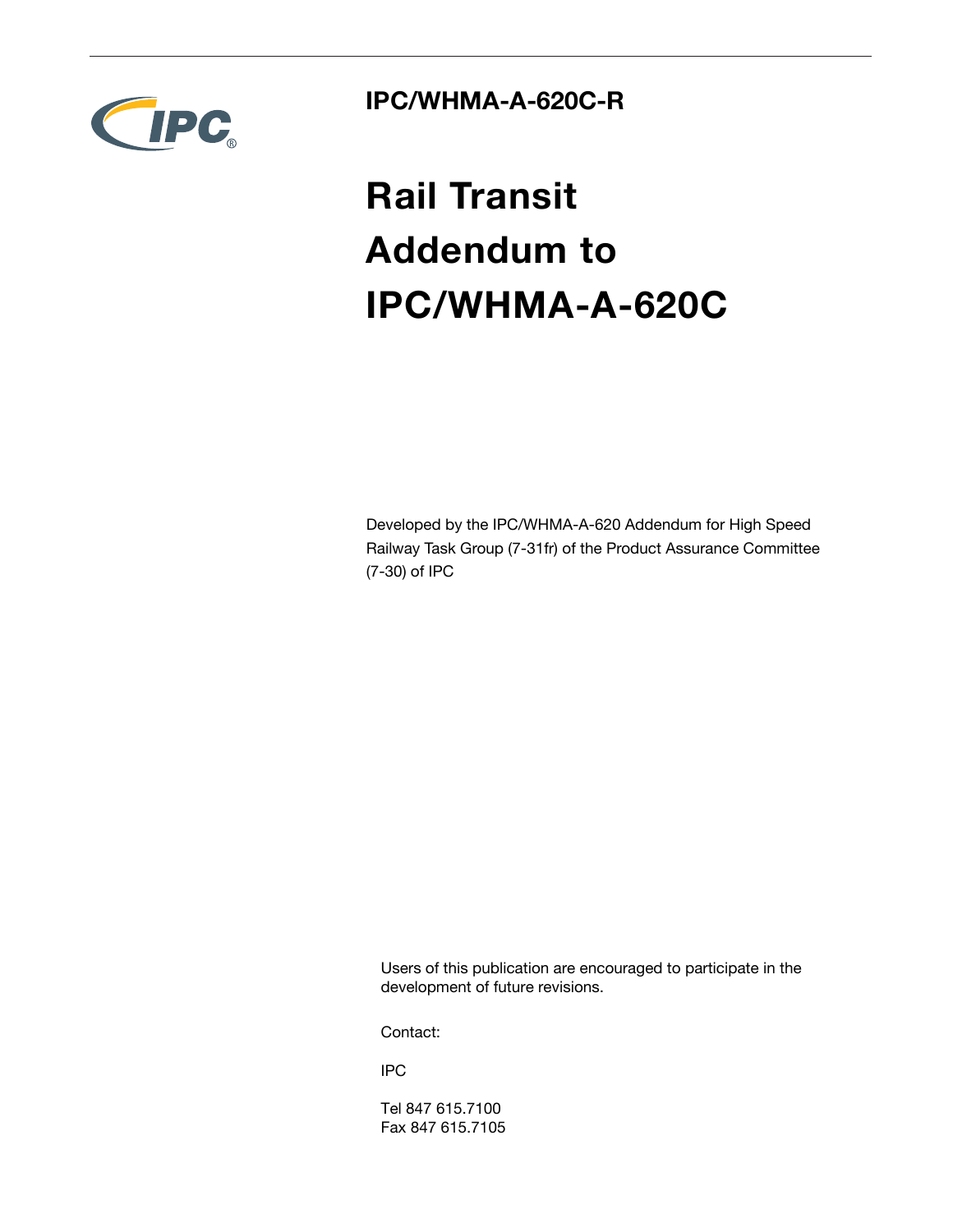IPC

## IPC/WHMA-A-620C-R

# Rail Transit Addendum to IPC/WHMA-A-620C

Developed by the IPC/WHMA-A-620 Addendum for High Speed Railway Task Group (7-31fr) of the Product Assurance Committee (7-30) of IPC

Users of this publication are encouraged to participate in the development of future revisions.

Contact:

IPC

Tel 847 615.7100
Fax 847 615.7105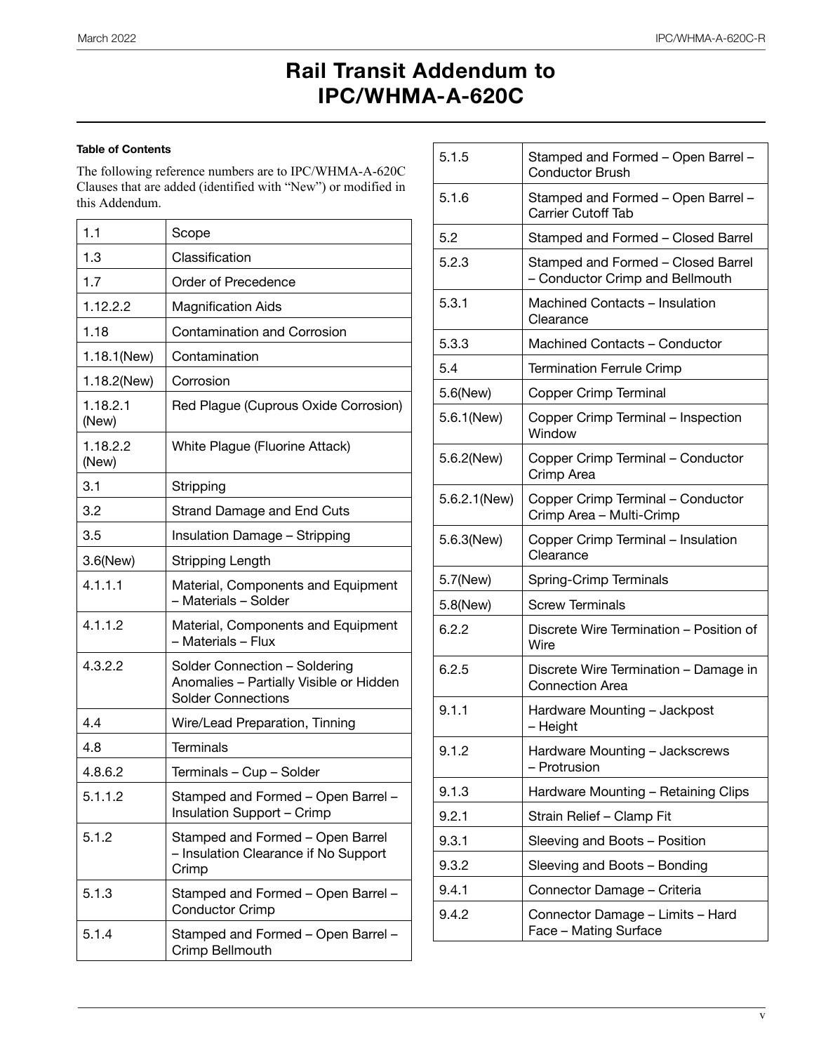# Rail Transit Addendum to IPC/WHMA-A-620C

**Table of Contents**

The following reference numbers are to IPC/WHMA-A-620C Clauses that are added (identified with "New") or modified in this Addendum.

| | |
|---|---|
| 1.1 | Scope |
| 1.3 | Classification |
| 1.7 | Order of Precedence |
| 1.12.2.2 | Magnification Aids |
| 1.18 | Contamination and Corrosion |
| 1.18.1(New) | Contamination |
| 1.18.2(New) | Corrosion |
| 1.18.2.1 (New) | Red Plague (Cuprous Oxide Corrosion) |
| 1.18.2.2 (New) | White Plague (Fluorine Attack) |
| 3.1 | Stripping |
| 3.2 | Strand Damage and End Cuts |
| 3.5 | Insulation Damage – Stripping |
| 3.6(New) | Stripping Length |
| 4.1.1.1 | Material, Components and Equipment – Materials – Solder |
| 4.1.1.2 | Material, Components and Equipment – Materials – Flux |
| 4.3.2.2 | Solder Connection – Soldering Anomalies – Partially Visible or Hidden Solder Connections |
| 4.4 | Wire/Lead Preparation, Tinning |
| 4.8 | Terminals |
| 4.8.6.2 | Terminals – Cup – Solder |
| 5.1.1.2 | Stamped and Formed – Open Barrel – Insulation Support – Crimp |
| 5.1.2 | Stamped and Formed – Open Barrel – Insulation Clearance if No Support Crimp |
| 5.1.3 | Stamped and Formed – Open Barrel – Conductor Crimp |
| 5.1.4 | Stamped and Formed – Open Barrel – Crimp Bellmouth |
| 5.1.5 | Stamped and Formed – Open Barrel – Conductor Brush |
| 5.1.6 | Stamped and Formed – Open Barrel – Carrier Cutoff Tab |
| 5.2 | Stamped and Formed – Closed Barrel |
| 5.2.3 | Stamped and Formed – Closed Barrel – Conductor Crimp and Bellmouth |
| 5.3.1 | Machined Contacts – Insulation Clearance |
| 5.3.3 | Machined Contacts – Conductor |
| 5.4 | Termination Ferrule Crimp |
| 5.6(New) | Copper Crimp Terminal |
| 5.6.1(New) | Copper Crimp Terminal – Inspection Window |
| 5.6.2(New) | Copper Crimp Terminal – Conductor Crimp Area |
| 5.6.2.1(New) | Copper Crimp Terminal – Conductor Crimp Area – Multi-Crimp |
| 5.6.3(New) | Copper Crimp Terminal – Insulation Clearance |
| 5.7(New) | Spring-Crimp Terminals |
| 5.8(New) | Screw Terminals |
| 6.2.2 | Discrete Wire Termination – Position of Wire |
| 6.2.5 | Discrete Wire Termination – Damage in Connection Area |
| 9.1.1 | Hardware Mounting – Jackpost – Height |
| 9.1.2 | Hardware Mounting – Jackscrews – Protrusion |
| 9.1.3 | Hardware Mounting – Retaining Clips |
| 9.2.1 | Strain Relief – Clamp Fit |
| 9.3.1 | Sleeving and Boots – Position |
| 9.3.2 | Sleeving and Boots – Bonding |
| 9.4.1 | Connector Damage – Criteria |
| 9.4.2 | Connector Damage – Limits – Hard Face – Mating Surface |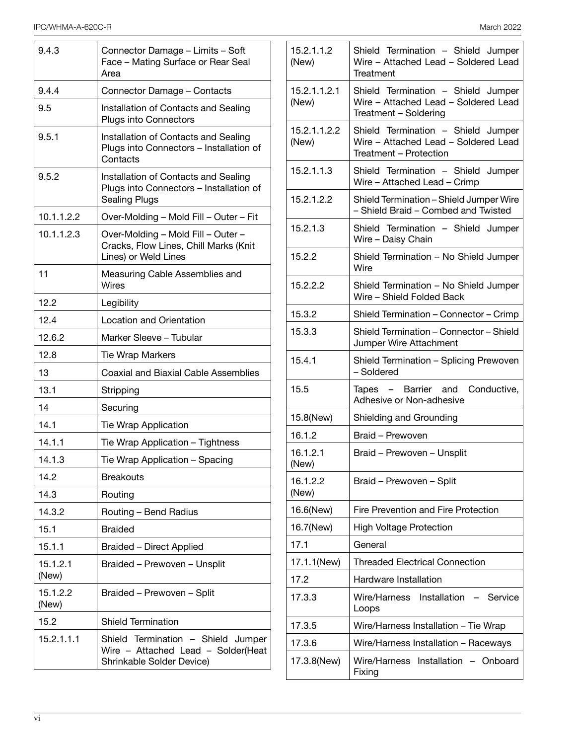| | |
|---|---|
| 9.4.3 | Connector Damage – Limits – Soft Face – Mating Surface or Rear Seal Area |
| 9.4.4 | Connector Damage – Contacts |
| 9.5 | Installation of Contacts and Sealing Plugs into Connectors |
| 9.5.1 | Installation of Contacts and Sealing Plugs into Connectors – Installation of Contacts |
| 9.5.2 | Installation of Contacts and Sealing Plugs into Connectors – Installation of Sealing Plugs |
| 10.1.1.2.2 | Over-Molding – Mold Fill – Outer – Fit |
| 10.1.1.2.3 | Over-Molding – Mold Fill – Outer – Cracks, Flow Lines, Chill Marks (Knit Lines) or Weld Lines |
| 11 | Measuring Cable Assemblies and Wires |
| 12.2 | Legibility |
| 12.4 | Location and Orientation |
| 12.6.2 | Marker Sleeve – Tubular |
| 12.8 | Tie Wrap Markers |
| 13 | Coaxial and Biaxial Cable Assemblies |
| 13.1 | Stripping |
| 14 | Securing |
| 14.1 | Tie Wrap Application |
| 14.1.1 | Tie Wrap Application – Tightness |
| 14.1.3 | Tie Wrap Application – Spacing |
| 14.2 | Breakouts |
| 14.3 | Routing |
| 14.3.2 | Routing – Bend Radius |
| 15.1 | Braided |
| 15.1.1 | Braided – Direct Applied |
| 15.1.2.1 (New) | Braided – Prewoven – Unsplit |
| 15.1.2.2 (New) | Braided – Prewoven – Split |
| 15.2 | Shield Termination |
| 15.2.1.1.1 | Shield Termination – Shield Jumper Wire – Attached Lead – Solder(Heat Shrinkable Solder Device) |
| 15.2.1.1.2 (New) | Shield Termination – Shield Jumper Wire – Attached Lead – Soldered Lead Treatment |
| 15.2.1.1.2.1 (New) | Shield Termination – Shield Jumper Wire – Attached Lead – Soldered Lead Treatment – Soldering |
| 15.2.1.1.2.2 (New) | Shield Termination – Shield Jumper Wire – Attached Lead – Soldered Lead Treatment – Protection |
| 15.2.1.1.3 | Shield Termination – Shield Jumper Wire – Attached Lead – Crimp |
| 15.2.1.2.2 | Shield Termination – Shield Jumper Wire – Shield Braid – Combed and Twisted |
| 15.2.1.3 | Shield Termination – Shield Jumper Wire – Daisy Chain |
| 15.2.2 | Shield Termination – No Shield Jumper Wire |
| 15.2.2.2 | Shield Termination – No Shield Jumper Wire – Shield Folded Back |
| 15.3.2 | Shield Termination – Connector – Crimp |
| 15.3.3 | Shield Termination – Connector – Shield Jumper Wire Attachment |
| 15.4.1 | Shield Termination – Splicing Prewoven – Soldered |
| 15.5 | Tapes – Barrier and Conductive, Adhesive or Non-adhesive |
| 15.8(New) | Shielding and Grounding |
| 16.1.2 | Braid – Prewoven |
| 16.1.2.1 (New) | Braid – Prewoven – Unsplit |
| 16.1.2.2 (New) | Braid – Prewoven – Split |
| 16.6(New) | Fire Prevention and Fire Protection |
| 16.7(New) | High Voltage Protection |
| 17.1 | General |
| 17.1.1(New) | Threaded Electrical Connection |
| 17.2 | Hardware Installation |
| 17.3.3 | Wire/Harness Installation – Service Loops |
| 17.3.5 | Wire/Harness Installation – Tie Wrap |
| 17.3.6 | Wire/Harness Installation – Raceways |
| 17.3.8(New) | Wire/Harness Installation – Onboard Fixing |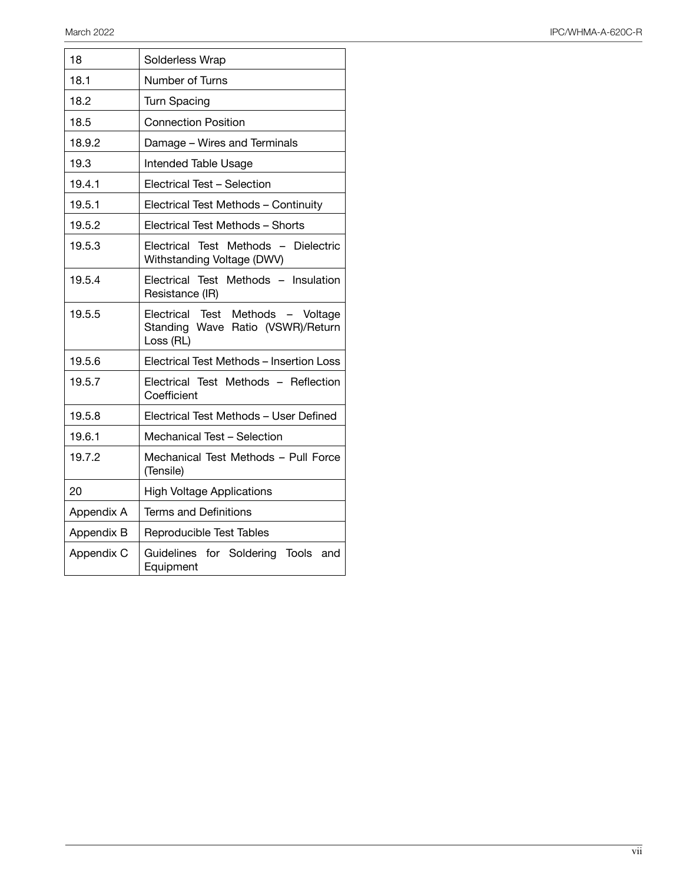| | |
|---|---|
| 18 | Solderless Wrap |
| 18.1 | Number of Turns |
| 18.2 | Turn Spacing |
| 18.5 | Connection Position |
| 18.9.2 | Damage – Wires and Terminals |
| 19.3 | Intended Table Usage |
| 19.4.1 | Electrical Test – Selection |
| 19.5.1 | Electrical Test Methods – Continuity |
| 19.5.2 | Electrical Test Methods – Shorts |
| 19.5.3 | Electrical Test Methods – Dielectric Withstanding Voltage (DWV) |
| 19.5.4 | Electrical Test Methods – Insulation Resistance (IR) |
| 19.5.5 | Electrical Test Methods – Voltage Standing Wave Ratio (VSWR)/Return Loss (RL) |
| 19.5.6 | Electrical Test Methods – Insertion Loss |
| 19.5.7 | Electrical Test Methods – Reflection Coefficient |
| 19.5.8 | Electrical Test Methods – User Defined |
| 19.6.1 | Mechanical Test – Selection |
| 19.7.2 | Mechanical Test Methods – Pull Force (Tensile) |
| 20 | High Voltage Applications |
| Appendix A | Terms and Definitions |
| Appendix B | Reproducible Test Tables |
| Appendix C | Guidelines for Soldering Tools and Equipment |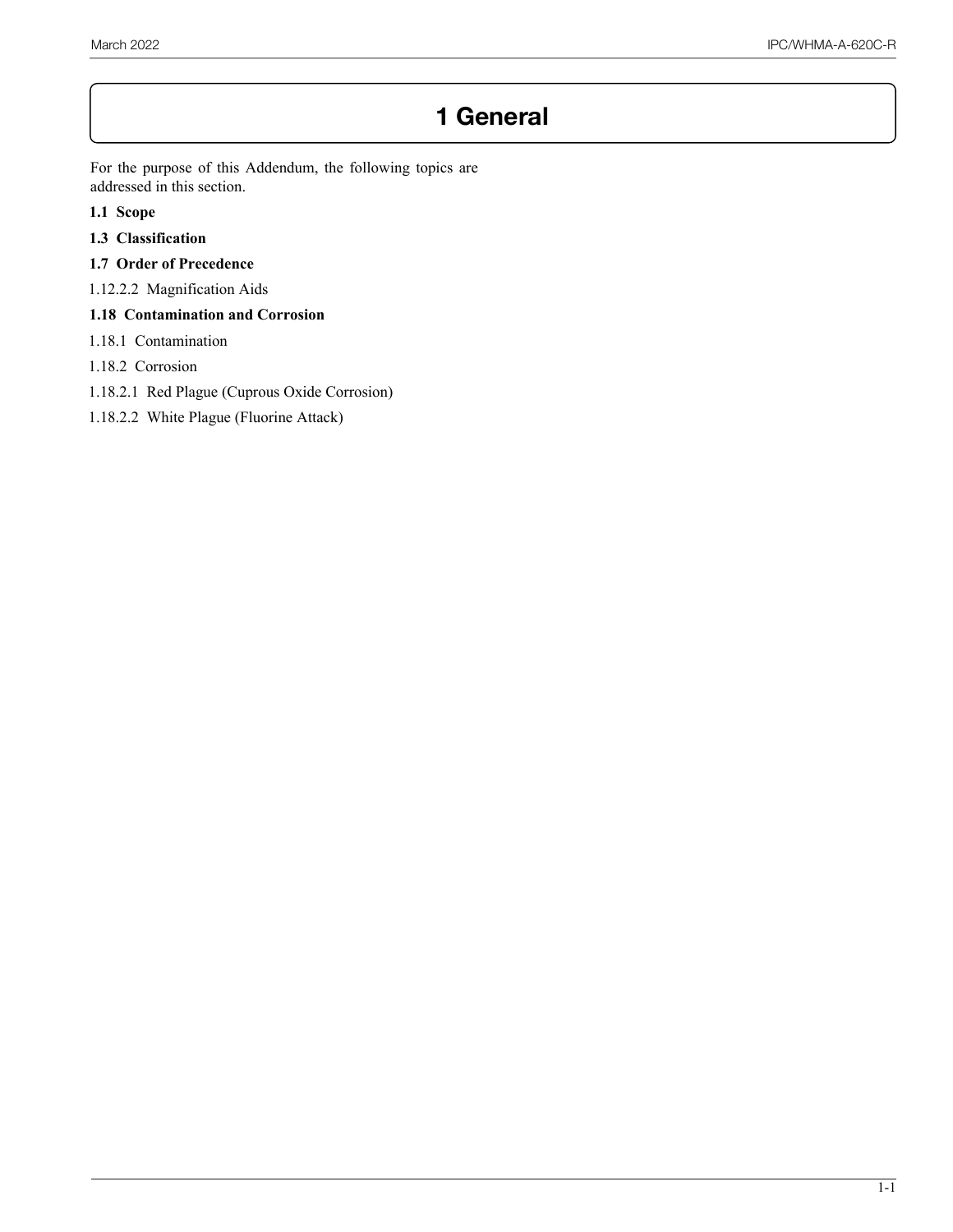# 1 General

For the purpose of this Addendum, the following topics are addressed in this section.

**1.1 Scope**

**1.3 Classification**

**1.7 Order of Precedence**

1.12.2.2 Magnification Aids

**1.18 Contamination and Corrosion**

1.18.1 Contamination

1.18.2 Corrosion

1.18.2.1 Red Plague (Cuprous Oxide Corrosion)

1.18.2.2 White Plague (Fluorine Attack)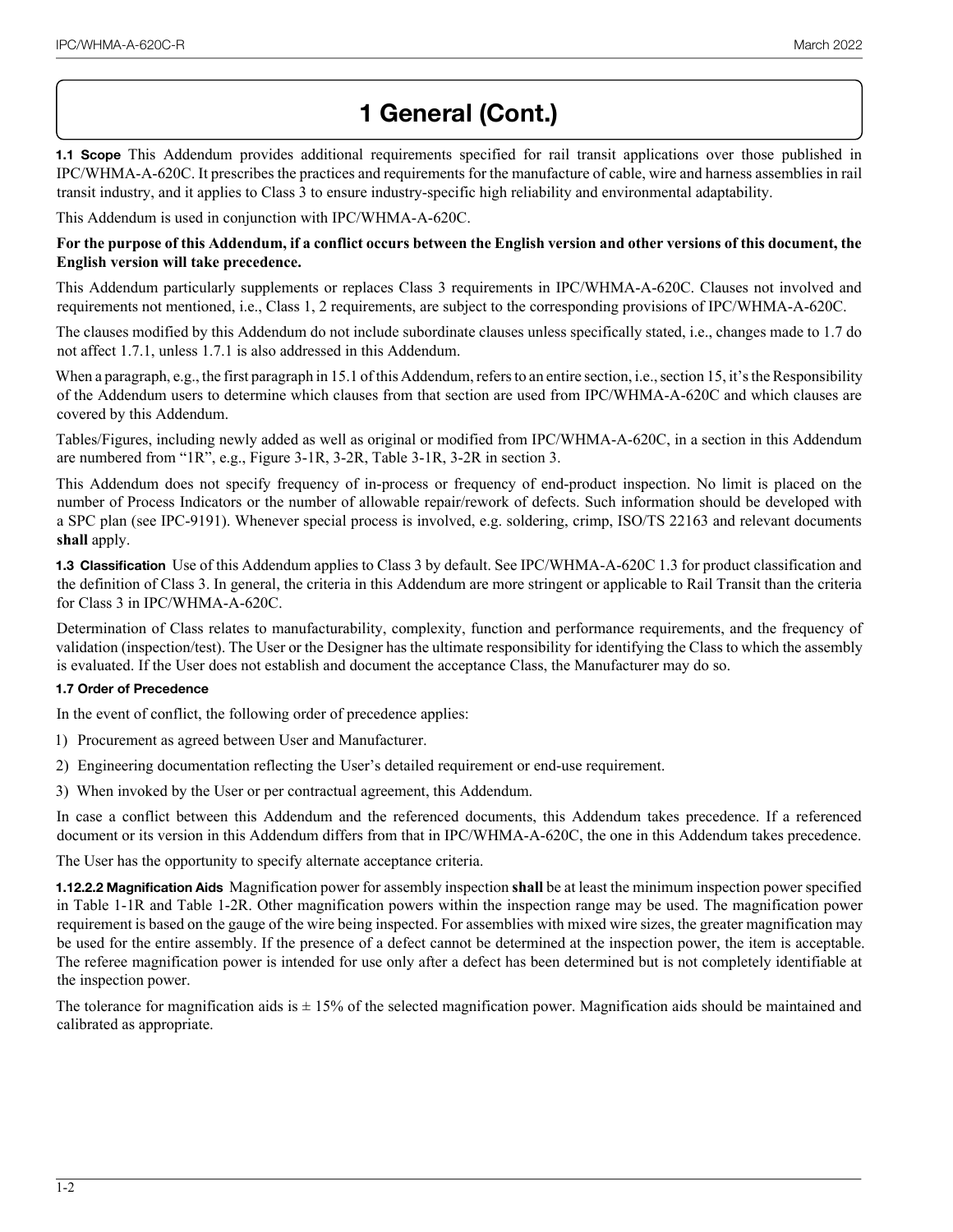# 1 General (Cont.)

**1.1 Scope** This Addendum provides additional requirements specified for rail transit applications over those published in IPC/WHMA-A-620C. It prescribes the practices and requirements for the manufacture of cable, wire and harness assemblies in rail transit industry, and it applies to Class 3 to ensure industry-specific high reliability and environmental adaptability.

This Addendum is used in conjunction with IPC/WHMA-A-620C.

**For the purpose of this Addendum, if a conflict occurs between the English version and other versions of this document, the English version will take precedence.**

This Addendum particularly supplements or replaces Class 3 requirements in IPC/WHMA-A-620C. Clauses not involved and requirements not mentioned, i.e., Class 1, 2 requirements, are subject to the corresponding provisions of IPC/WHMA-A-620C.

The clauses modified by this Addendum do not include subordinate clauses unless specifically stated, i.e., changes made to 1.7 do not affect 1.7.1, unless 1.7.1 is also addressed in this Addendum.

When a paragraph, e.g., the first paragraph in 15.1 of this Addendum, refers to an entire section, i.e., section 15, it's the Responsibility of the Addendum users to determine which clauses from that section are used from IPC/WHMA-A-620C and which clauses are covered by this Addendum.

Tables/Figures, including newly added as well as original or modified from IPC/WHMA-A-620C, in a section in this Addendum are numbered from "1R", e.g., Figure 3-1R, 3-2R, Table 3-1R, 3-2R in section 3.

This Addendum does not specify frequency of in-process or frequency of end-product inspection. No limit is placed on the number of Process Indicators or the number of allowable repair/rework of defects. Such information should be developed with a SPC plan (see IPC-9191). Whenever special process is involved, e.g. soldering, crimp, ISO/TS 22163 and relevant documents **shall** apply.

**1.3 Classification** Use of this Addendum applies to Class 3 by default. See IPC/WHMA-A-620C 1.3 for product classification and the definition of Class 3. In general, the criteria in this Addendum are more stringent or applicable to Rail Transit than the criteria for Class 3 in IPC/WHMA-A-620C.

Determination of Class relates to manufacturability, complexity, function and performance requirements, and the frequency of validation (inspection/test). The User or the Designer has the ultimate responsibility for identifying the Class to which the assembly is evaluated. If the User does not establish and document the acceptance Class, the Manufacturer may do so.

**1.7 Order of Precedence**

In the event of conflict, the following order of precedence applies:

1) Procurement as agreed between User and Manufacturer.
2) Engineering documentation reflecting the User's detailed requirement or end-use requirement.
3) When invoked by the User or per contractual agreement, this Addendum.

In case a conflict between this Addendum and the referenced documents, this Addendum takes precedence. If a referenced document or its version in this Addendum differs from that in IPC/WHMA-A-620C, the one in this Addendum takes precedence.

The User has the opportunity to specify alternate acceptance criteria.

**1.12.2.2 Magnification Aids** Magnification power for assembly inspection **shall** be at least the minimum inspection power specified in Table 1-1R and Table 1-2R. Other magnification powers within the inspection range may be used. The magnification power requirement is based on the gauge of the wire being inspected. For assemblies with mixed wire sizes, the greater magnification may be used for the entire assembly. If the presence of a defect cannot be determined at the inspection power, the item is acceptable. The referee magnification power is intended for use only after a defect has been determined but is not completely identifiable at the inspection power.

The tolerance for magnification aids is ± 15% of the selected magnification power. Magnification aids should be maintained and calibrated as appropriate.